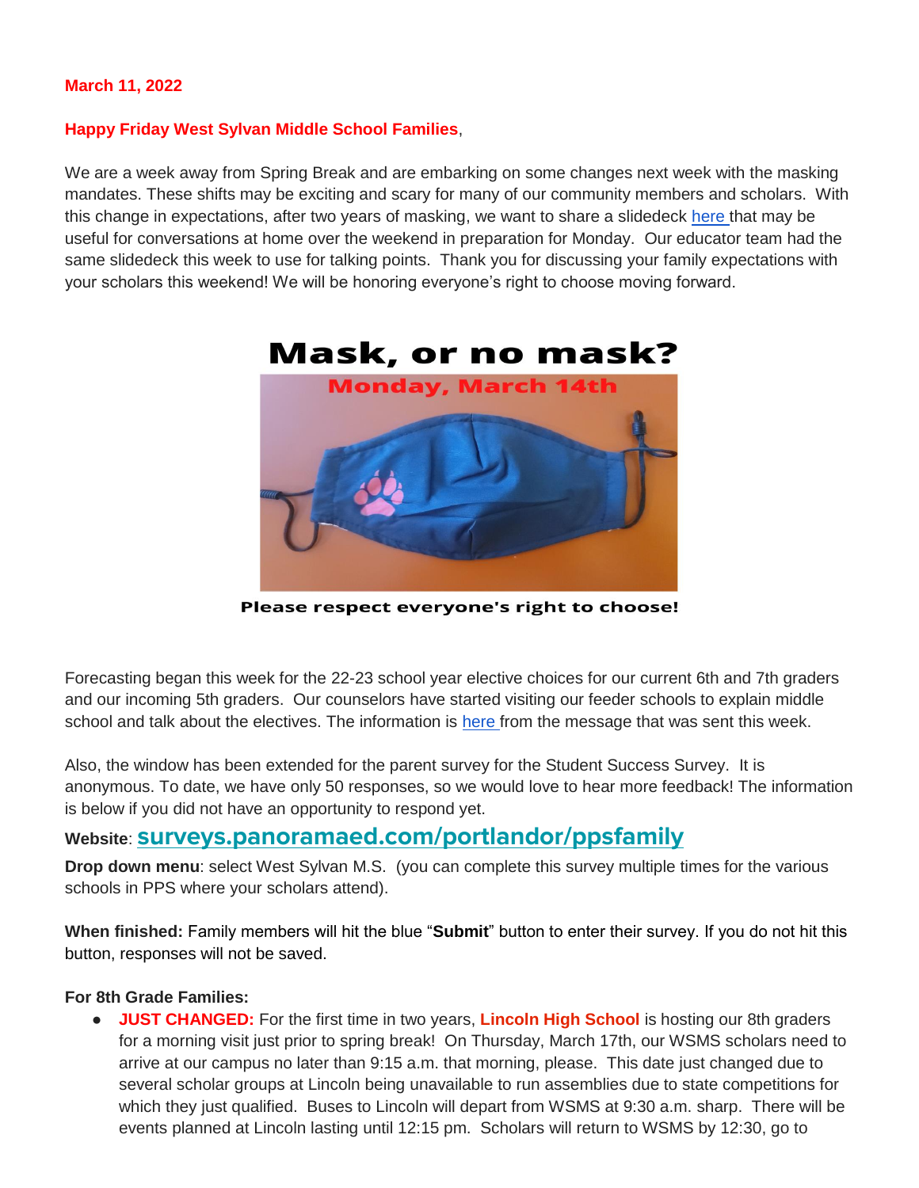**March 11, 2022**

**Happy Friday West Sylvan Middle School Families**,

We are a week away from Spring Break and are embarking on some changes next week with the masking mandates. These shifts may be exciting and scary for many of our community members and scholars. With this change in expectations, after two years of masking, we want to share a slidedeck here that may be useful for conversations at home over the weekend in preparation for Monday. Our educator team had the same slidedeck this week to use for talking points. Thank you for discussing your family expectations with your scholars this weekend! We will be honoring everyone's right to choose moving forward.

**Mask, or no mask?**

**Monday, March 14th**

**Please respect everyone's right to choose!**

Forecasting began this week for the 22-23 school year elective choices for our current 6th and 7th graders and our incoming 5th graders. Our counselors have started visiting our feeder schools to explain middle school and talk about the electives. The information is here from the message that was sent this week.

Also, the window has been extended for the parent survey for the Student Success Survey. It is anonymous. To date, we have only 50 responses, so we would love to hear more feedback! The information is below if you did not have an opportunity to respond yet.

**Website**: **surveys.panoramaed.com/portlandor/ppsfamily**

**Drop down menu**: select West Sylvan M.S. (you can complete this survey multiple times for the various schools in PPS where your scholars attend).

**When finished:** Family members will hit the blue "**Submit**" button to enter their survey. If you do not hit this button, responses will not be saved.

**For 8th Grade Families:**

- **JUST CHANGED:** For the first time in two years, **Lincoln High School** is hosting our 8th graders for a morning visit just prior to spring break! On Thursday, March 17th, our WSMS scholars need to arrive at our campus no later than 9:15 a.m. that morning, please. This date just changed due to several scholar groups at Lincoln being unavailable to run assemblies due to state competitions for which they just qualified. Buses to Lincoln will depart from WSMS at 9:30 a.m. sharp. There will be events planned at Lincoln lasting until 12:15 pm. Scholars will return to WSMS by 12:30, go to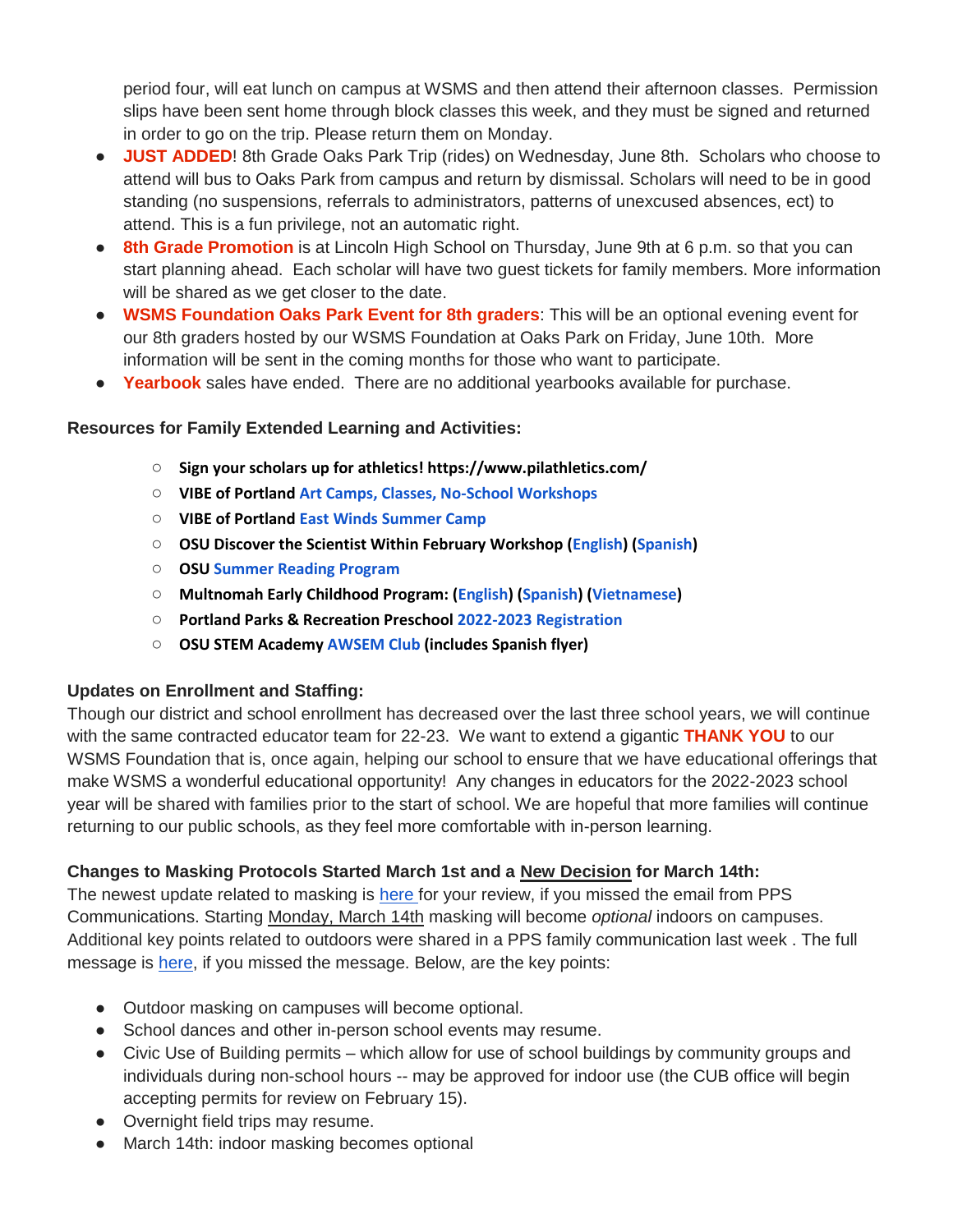period four, will eat lunch on campus at WSMS and then attend their afternoon classes.  Permission slips have been sent home through block classes this week, and they must be signed and returned in order to go on the trip. Please return them on Monday.

- **JUST ADDED**! 8th Grade Oaks Park Trip (rides) on Wednesday, June 8th.  Scholars who choose to attend will bus to Oaks Park from campus and return by dismissal. Scholars will need to be in good standing (no suspensions, referrals to administrators, patterns of unexcused absences, ect) to attend. This is a fun privilege, not an automatic right.
- **8th Grade Promotion** is at Lincoln High School on Thursday, June 9th at 6 p.m. so that you can start planning ahead.  Each scholar will have two guest tickets for family members. More information will be shared as we get closer to the date.
- **WSMS Foundation Oaks Park Event for 8th graders**: This will be an optional evening event for our 8th graders hosted by our WSMS Foundation at Oaks Park on Friday, June 10th.  More information will be sent in the coming months for those who want to participate.
- **Yearbook** sales have ended.  There are no additional yearbooks available for purchase.

**Resources for Family Extended Learning and Activities:**

- **Sign your scholars up for athletics! https://www.pilathletics.com/**
- **VIBE of Portland Art Camps, Classes, No-School Workshops**
- **VIBE of Portland East Winds Summer Camp**
- **OSU Discover the Scientist Within February Workshop (English) (Spanish)**
- **OSU Summer Reading Program**
- **Multnomah Early Childhood Program: (English) (Spanish) (Vietnamese)**
- **Portland Parks & Recreation Preschool 2022-2023 Registration**
- **OSU STEM Academy AWSEM Club (includes Spanish flyer)**

**Updates on Enrollment and Staffing:**

Though our district and school enrollment has decreased over the last three school years, we will continue with the same contracted educator team for 22-23.  We want to extend a gigantic **THANK YOU** to our WSMS Foundation that is, once again, helping our school to ensure that we have educational offerings that make WSMS a wonderful educational opportunity!  Any changes in educators for the 2022-2023 school year will be shared with families prior to the start of school. We are hopeful that more families will continue returning to our public schools, as they feel more comfortable with in-person learning.

**Changes to Masking Protocols Started March 1st and a New Decision for March 14th:**

The newest update related to masking is here for your review, if you missed the email from PPS Communications. Starting Monday, March 14th masking will become *optional* indoors on campuses. Additional key points related to outdoors were shared in a PPS family communication last week . The full message is here, if you missed the message. Below, are the key points:

- Outdoor masking on campuses will become optional.
- School dances and other in-person school events may resume.
- Civic Use of Building permits – which allow for use of school buildings by community groups and individuals during non-school hours -- may be approved for indoor use (the CUB office will begin accepting permits for review on February 15).
- Overnight field trips may resume.
- March 14th: indoor masking becomes optional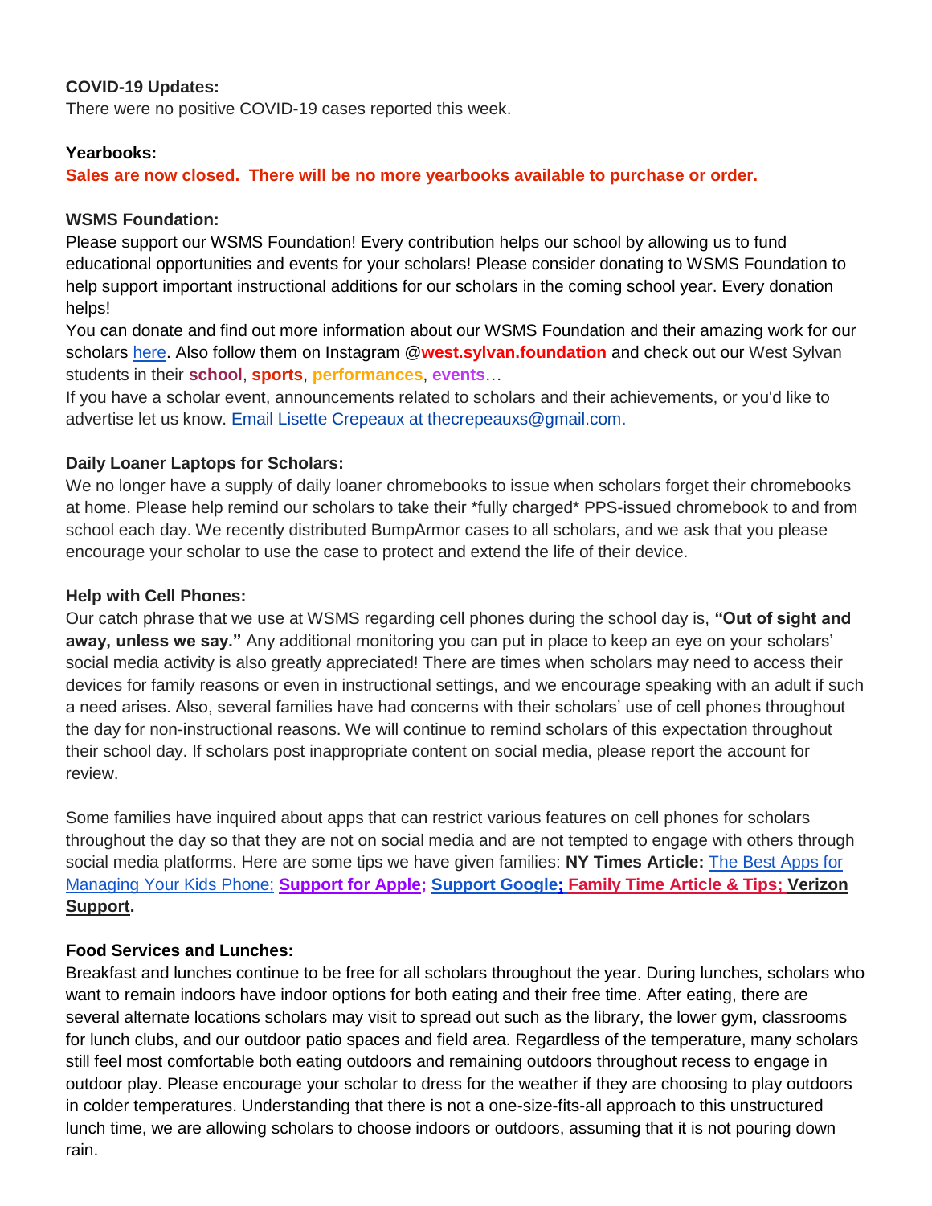**COVID-19 Updates:**
There were no positive COVID-19 cases reported this week.

**Yearbooks:**
**Sales are now closed. There will be no more yearbooks available to purchase or order.**

**WSMS Foundation:**
Please support our WSMS Foundation! Every contribution helps our school by allowing us to fund educational opportunities and events for your scholars! Please consider donating to WSMS Foundation to help support important instructional additions for our scholars in the coming school year. Every donation helps!
You can donate and find out more information about our WSMS Foundation and their amazing work for our scholars here. Also follow them on Instagram @**west.sylvan.foundation** and check out our West Sylvan students in their **school**, **sports**, **performances**, **events**…
If you have a scholar event, announcements related to scholars and their achievements, or you'd like to advertise let us know. Email Lisette Crepeaux at thecrepeauxs@gmail.com.

**Daily Loaner Laptops for Scholars:**
We no longer have a supply of daily loaner chromebooks to issue when scholars forget their chromebooks at home. Please help remind our scholars to take their *fully charged* PPS-issued chromebook to and from school each day. We recently distributed BumpArmor cases to all scholars, and we ask that you please encourage your scholar to use the case to protect and extend the life of their device.

**Help with Cell Phones:**
Our catch phrase that we use at WSMS regarding cell phones during the school day is, **"Out of sight and away, unless we say."** Any additional monitoring you can put in place to keep an eye on your scholars' social media activity is also greatly appreciated! There are times when scholars may need to access their devices for family reasons or even in instructional settings, and we encourage speaking with an adult if such a need arises. Also, several families have had concerns with their scholars' use of cell phones throughout the day for non-instructional reasons. We will continue to remind scholars of this expectation throughout their school day. If scholars post inappropriate content on social media, please report the account for review.

Some families have inquired about apps that can restrict various features on cell phones for scholars throughout the day so that they are not on social media and are not tempted to engage with others through social media platforms. Here are some tips we have given families: **NY Times Article:** The Best Apps for Managing Your Kids Phone; **Support for Apple; Support Google; Family Time Article & Tips; Verizon Support.**

**Food Services and Lunches:**
Breakfast and lunches continue to be free for all scholars throughout the year. During lunches, scholars who want to remain indoors have indoor options for both eating and their free time. After eating, there are several alternate locations scholars may visit to spread out such as the library, the lower gym, classrooms for lunch clubs, and our outdoor patio spaces and field area. Regardless of the temperature, many scholars still feel most comfortable both eating outdoors and remaining outdoors throughout recess to engage in outdoor play. Please encourage your scholar to dress for the weather if they are choosing to play outdoors in colder temperatures. Understanding that there is not a one-size-fits-all approach to this unstructured lunch time, we are allowing scholars to choose indoors or outdoors, assuming that it is not pouring down rain.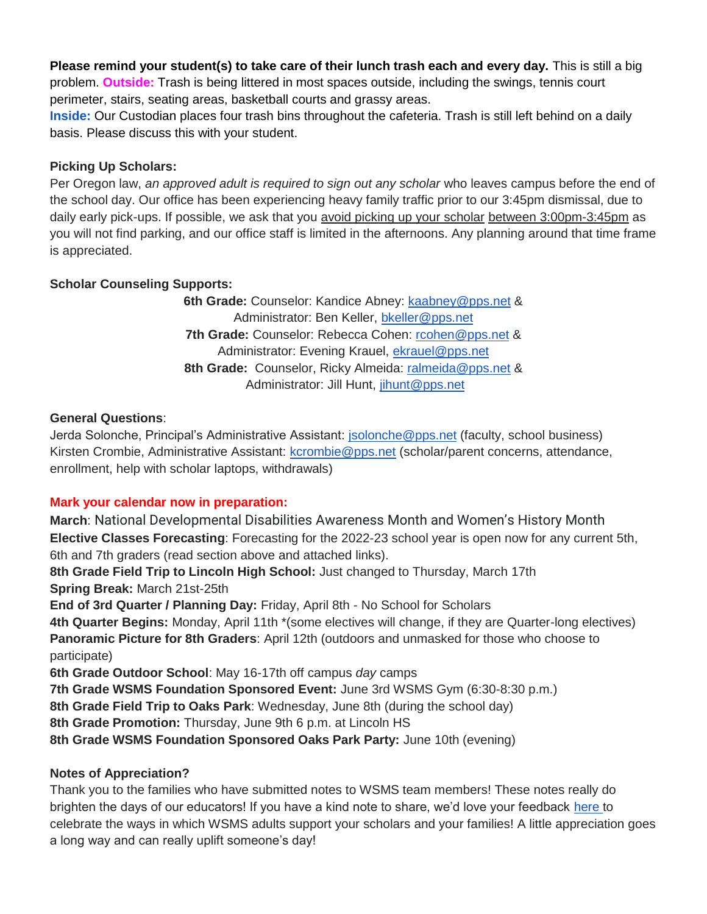**Please remind your student(s) to take care of their lunch trash each and every day.** This is still a big problem. **Outside:** Trash is being littered in most spaces outside, including the swings, tennis court perimeter, stairs, seating areas, basketball courts and grassy areas.
**Inside:** Our Custodian places four trash bins throughout the cafeteria. Trash is still left behind on a daily basis. Please discuss this with your student.

**Picking Up Scholars:**
Per Oregon law, *an approved adult is required to sign out any scholar* who leaves campus before the end of the school day. Our office has been experiencing heavy family traffic prior to our 3:45pm dismissal, due to daily early pick-ups. If possible, we ask that you avoid picking up your scholar between 3:00pm-3:45pm as you will not find parking, and our office staff is limited in the afternoons. Any planning around that time frame is appreciated.

**Scholar Counseling Supports:**

**6th Grade:** Counselor: Kandice Abney: kaabney@pps.net & Administrator: Ben Keller, bkeller@pps.net
**7th Grade:** Counselor: Rebecca Cohen: rcohen@pps.net & Administrator: Evening Krauel, ekrauel@pps.net
**8th Grade:** Counselor, Ricky Almeida: ralmeida@pps.net & Administrator: Jill Hunt, jihunt@pps.net

**General Questions**:
Jerda Solonche, Principal's Administrative Assistant: jsolonche@pps.net (faculty, school business)
Kirsten Crombie, Administrative Assistant: kcrombie@pps.net (scholar/parent concerns, attendance, enrollment, help with scholar laptops, withdrawals)

**Mark your calendar now in preparation:**
**March**: National Developmental Disabilities Awareness Month and Women's History Month
**Elective Classes Forecasting**: Forecasting for the 2022-23 school year is open now for any current 5th, 6th and 7th graders (read section above and attached links).
**8th Grade Field Trip to Lincoln High School:** Just changed to Thursday, March 17th
**Spring Break:** March 21st-25th
**End of 3rd Quarter / Planning Day:** Friday, April 8th - No School for Scholars
**4th Quarter Begins:** Monday, April 11th *(some electives will change, if they are Quarter-long electives)
**Panoramic Picture for 8th Graders**: April 12th (outdoors and unmasked for those who choose to participate)
**6th Grade Outdoor School**: May 16-17th off campus *day* camps
**7th Grade WSMS Foundation Sponsored Event:** June 3rd WSMS Gym (6:30-8:30 p.m.)
**8th Grade Field Trip to Oaks Park**: Wednesday, June 8th (during the school day)
**8th Grade Promotion:** Thursday, June 9th 6 p.m. at Lincoln HS
**8th Grade WSMS Foundation Sponsored Oaks Park Party:** June 10th (evening)

**Notes of Appreciation?**
Thank you to the families who have submitted notes to WSMS team members! These notes really do brighten the days of our educators! If you have a kind note to share, we'd love your feedback here to celebrate the ways in which WSMS adults support your scholars and your families! A little appreciation goes a long way and can really uplift someone's day!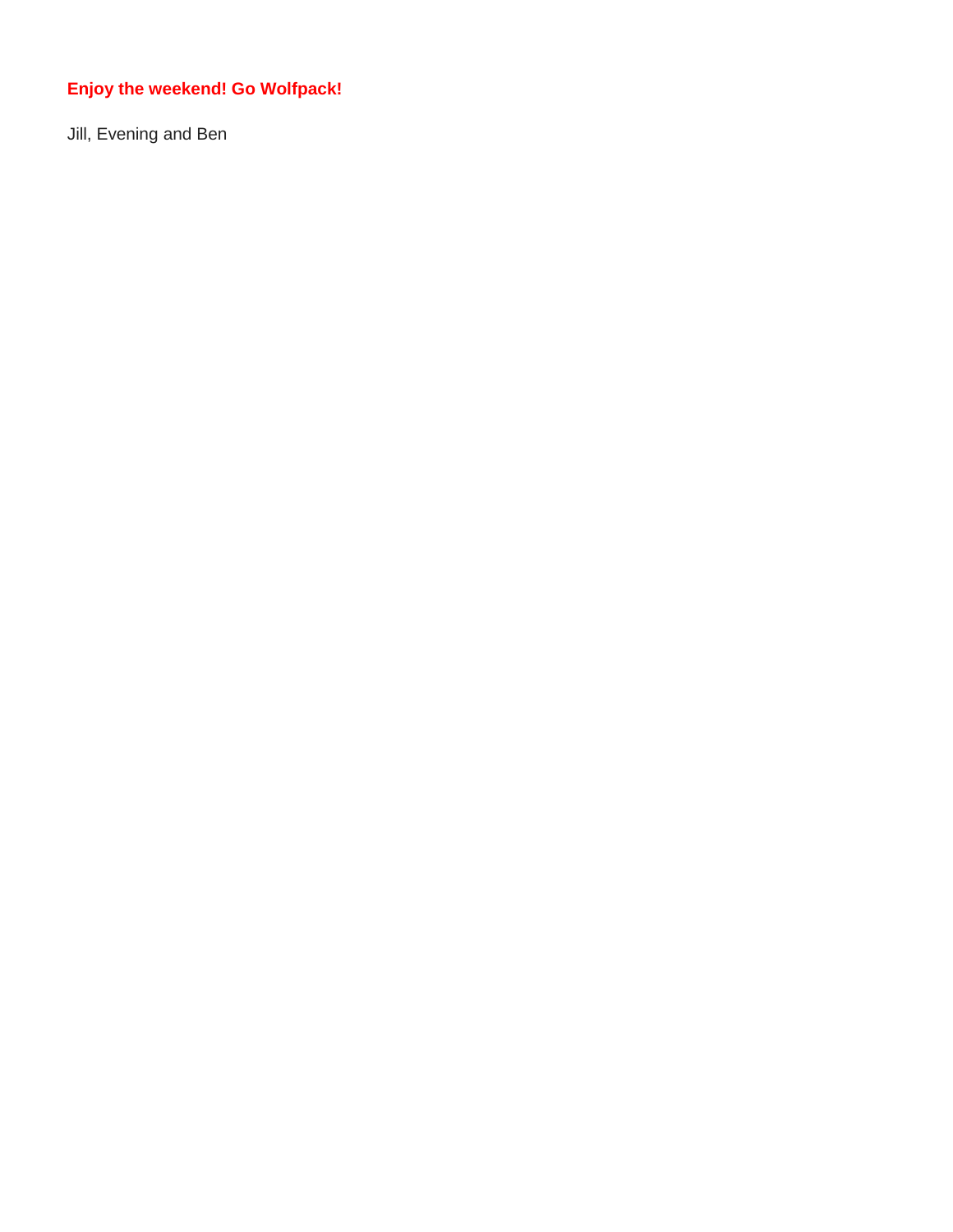**Enjoy the weekend! Go Wolfpack!**

Jill, Evening and Ben